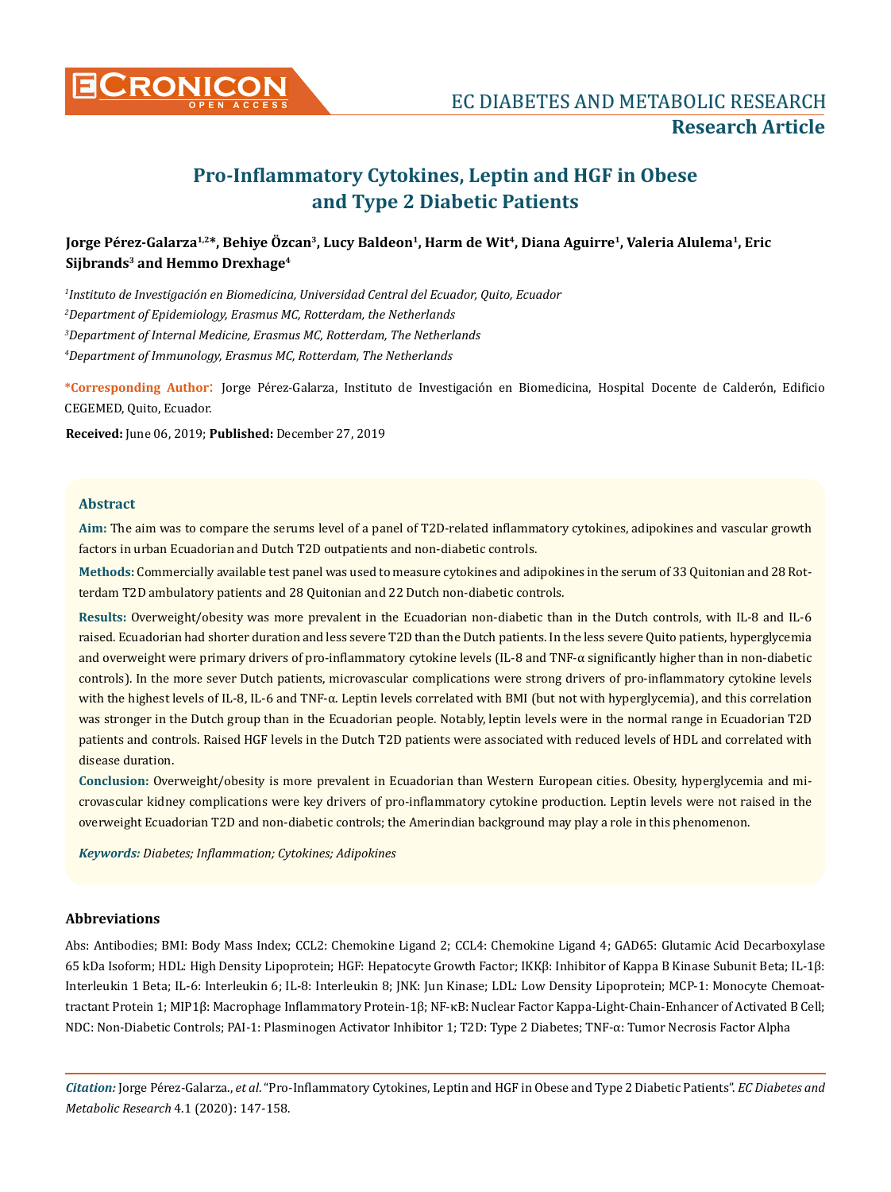# Pro-Inflammatory Cytokines, Leptin and HGF in Obese and Type 2 Diabetic Patients

**Jorge Pérez-Galarza[1,2]*, Behiye Özcan[3], Lucy Baldeon[1], Harm de Wit[4], Diana Aguirre[1], Valeria Alulema[1], Eric Sijbrands[3] and Hemmo Drexhage[4]**

[1]*Instituto de Investigación en Biomedicina, Universidad Central del Ecuador, Quito, Ecuador*

[2]*Department of Epidemiology, Erasmus MC, Rotterdam, the Netherlands*

[3]*Department of Internal Medicine, Erasmus MC, Rotterdam, The Netherlands*

[4]*Department of Immunology, Erasmus MC, Rotterdam, The Netherlands*

**\*Corresponding Author:** Jorge Pérez-Galarza, Instituto de Investigación en Biomedicina, Hospital Docente de Calderón, Edificio CEGEMED, Quito, Ecuador.

**Received:** June 06, 2019; **Published:** December 27, 2019

## Abstract

**Aim:** The aim was to compare the serums level of a panel of T2D-related inflammatory cytokines, adipokines and vascular growth factors in urban Ecuadorian and Dutch T2D outpatients and non-diabetic controls.

**Methods:** Commercially available test panel was used to measure cytokines and adipokines in the serum of 33 Quitonian and 28 Rotterdam T2D ambulatory patients and 28 Quitonian and 22 Dutch non-diabetic controls.

**Results:** Overweight/obesity was more prevalent in the Ecuadorian non-diabetic than in the Dutch controls, with IL-8 and IL-6 raised. Ecuadorian had shorter duration and less severe T2D than the Dutch patients. In the less severe Quito patients, hyperglycemia and overweight were primary drivers of pro-inflammatory cytokine levels (IL-8 and TNF-α significantly higher than in non-diabetic controls). In the more sever Dutch patients, microvascular complications were strong drivers of pro-inflammatory cytokine levels with the highest levels of IL-8, IL-6 and TNF-α. Leptin levels correlated with BMI (but not with hyperglycemia), and this correlation was stronger in the Dutch group than in the Ecuadorian people. Notably, leptin levels were in the normal range in Ecuadorian T2D patients and controls. Raised HGF levels in the Dutch T2D patients were associated with reduced levels of HDL and correlated with disease duration.

**Conclusion:** Overweight/obesity is more prevalent in Ecuadorian than Western European cities. Obesity, hyperglycemia and microvascular kidney complications were key drivers of pro-inflammatory cytokine production. Leptin levels were not raised in the overweight Ecuadorian T2D and non-diabetic controls; the Amerindian background may play a role in this phenomenon.

***Keywords:*** *Diabetes; Inflammation; Cytokines; Adipokines*

## Abbreviations

Abs: Antibodies; BMI: Body Mass Index; CCL2: Chemokine Ligand 2; CCL4: Chemokine Ligand 4; GAD65: Glutamic Acid Decarboxylase 65 kDa Isoform; HDL: High Density Lipoprotein; HGF: Hepatocyte Growth Factor; IKKβ: Inhibitor of Kappa B Kinase Subunit Beta; IL-1β: Interleukin 1 Beta; IL-6: Interleukin 6; IL-8: Interleukin 8; JNK: Jun Kinase; LDL: Low Density Lipoprotein; MCP-1: Monocyte Chemoattractant Protein 1; MIP1β: Macrophage Inflammatory Protein-1β; NF-κB: Nuclear Factor Kappa-Light-Chain-Enhancer of Activated B Cell; NDC: Non-Diabetic Controls; PAI-1: Plasminogen Activator Inhibitor 1; T2D: Type 2 Diabetes; TNF-α: Tumor Necrosis Factor Alpha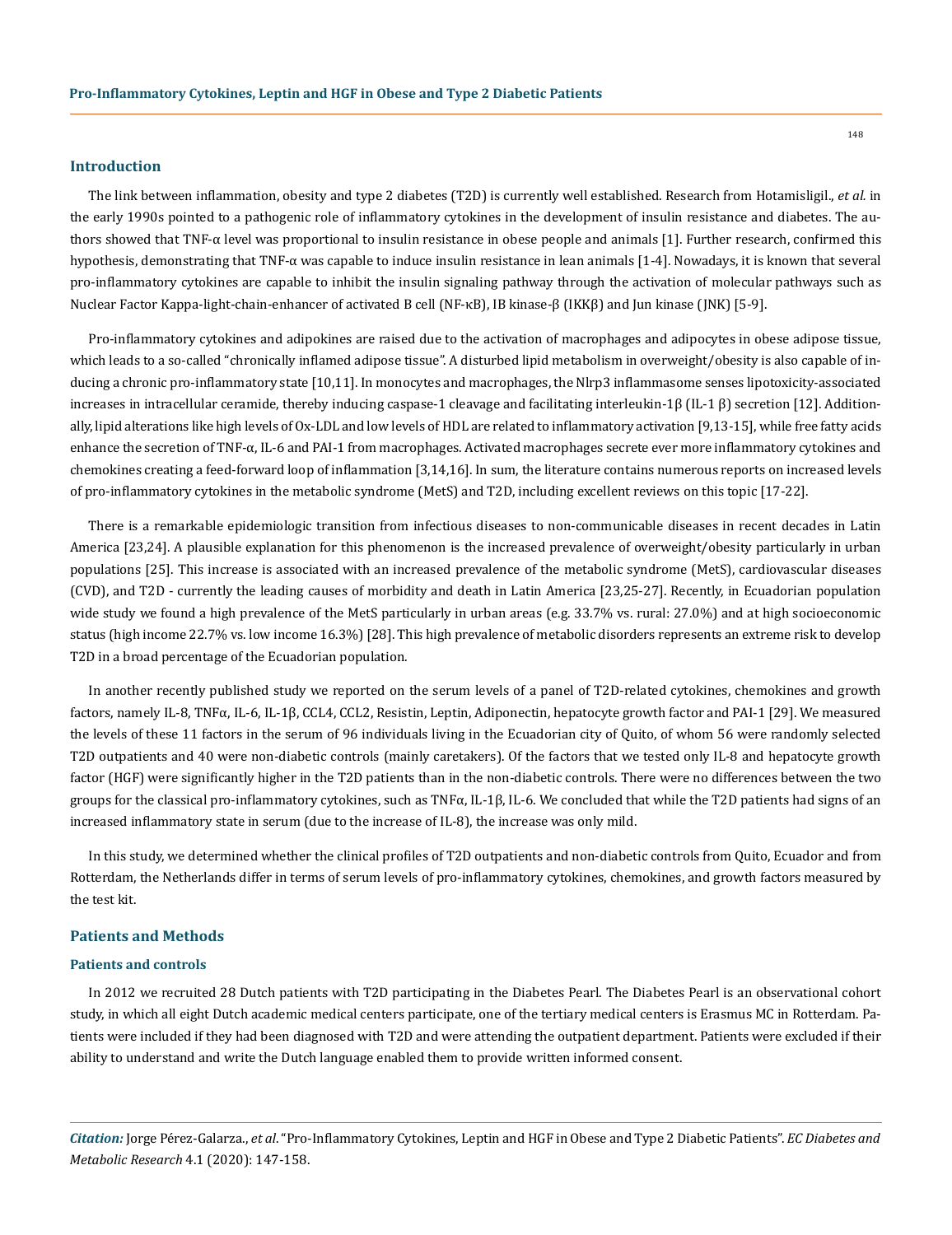## Introduction

The link between inflammation, obesity and type 2 diabetes (T2D) is currently well established. Research from Hotamisligil., *et al.* in the early 1990s pointed to a pathogenic role of inflammatory cytokines in the development of insulin resistance and diabetes. The authors showed that TNF-α level was proportional to insulin resistance in obese people and animals [1]. Further research, confirmed this hypothesis, demonstrating that TNF-α was capable to induce insulin resistance in lean animals [1-4]. Nowadays, it is known that several pro-inflammatory cytokines are capable to inhibit the insulin signaling pathway through the activation of molecular pathways such as Nuclear Factor Kappa-light-chain-enhancer of activated B cell (NF-κB), IB kinase-β (IKKβ) and Jun kinase (JNK) [5-9].

Pro-inflammatory cytokines and adipokines are raised due to the activation of macrophages and adipocytes in obese adipose tissue, which leads to a so-called "chronically inflamed adipose tissue". A disturbed lipid metabolism in overweight/obesity is also capable of inducing a chronic pro-inflammatory state [10,11]. In monocytes and macrophages, the Nlrp3 inflammasome senses lipotoxicity-associated increases in intracellular ceramide, thereby inducing caspase-1 cleavage and facilitating interleukin-1β (IL-1 β) secretion [12]. Additionally, lipid alterations like high levels of Ox-LDL and low levels of HDL are related to inflammatory activation [9,13-15], while free fatty acids enhance the secretion of TNF-α, IL-6 and PAI-1 from macrophages. Activated macrophages secrete ever more inflammatory cytokines and chemokines creating a feed-forward loop of inflammation [3,14,16]. In sum, the literature contains numerous reports on increased levels of pro-inflammatory cytokines in the metabolic syndrome (MetS) and T2D, including excellent reviews on this topic [17-22].

There is a remarkable epidemiologic transition from infectious diseases to non-communicable diseases in recent decades in Latin America [23,24]. A plausible explanation for this phenomenon is the increased prevalence of overweight/obesity particularly in urban populations [25]. This increase is associated with an increased prevalence of the metabolic syndrome (MetS), cardiovascular diseases (CVD), and T2D - currently the leading causes of morbidity and death in Latin America [23,25-27]. Recently, in Ecuadorian population wide study we found a high prevalence of the MetS particularly in urban areas (e.g. 33.7% vs. rural: 27.0%) and at high socioeconomic status (high income 22.7% vs. low income 16.3%) [28]. This high prevalence of metabolic disorders represents an extreme risk to develop T2D in a broad percentage of the Ecuadorian population.

In another recently published study we reported on the serum levels of a panel of T2D-related cytokines, chemokines and growth factors, namely IL-8, TNFα, IL-6, IL-1β, CCL4, CCL2, Resistin, Leptin, Adiponectin, hepatocyte growth factor and PAI-1 [29]. We measured the levels of these 11 factors in the serum of 96 individuals living in the Ecuadorian city of Quito, of whom 56 were randomly selected T2D outpatients and 40 were non-diabetic controls (mainly caretakers). Of the factors that we tested only IL-8 and hepatocyte growth factor (HGF) were significantly higher in the T2D patients than in the non-diabetic controls. There were no differences between the two groups for the classical pro-inflammatory cytokines, such as TNFα, IL-1β, IL-6. We concluded that while the T2D patients had signs of an increased inflammatory state in serum (due to the increase of IL-8), the increase was only mild.

In this study, we determined whether the clinical profiles of T2D outpatients and non-diabetic controls from Quito, Ecuador and from Rotterdam, the Netherlands differ in terms of serum levels of pro-inflammatory cytokines, chemokines, and growth factors measured by the test kit.

## Patients and Methods

### Patients and controls

In 2012 we recruited 28 Dutch patients with T2D participating in the Diabetes Pearl. The Diabetes Pearl is an observational cohort study, in which all eight Dutch academic medical centers participate, one of the tertiary medical centers is Erasmus MC in Rotterdam. Patients were included if they had been diagnosed with T2D and were attending the outpatient department. Patients were excluded if their ability to understand and write the Dutch language enabled them to provide written informed consent.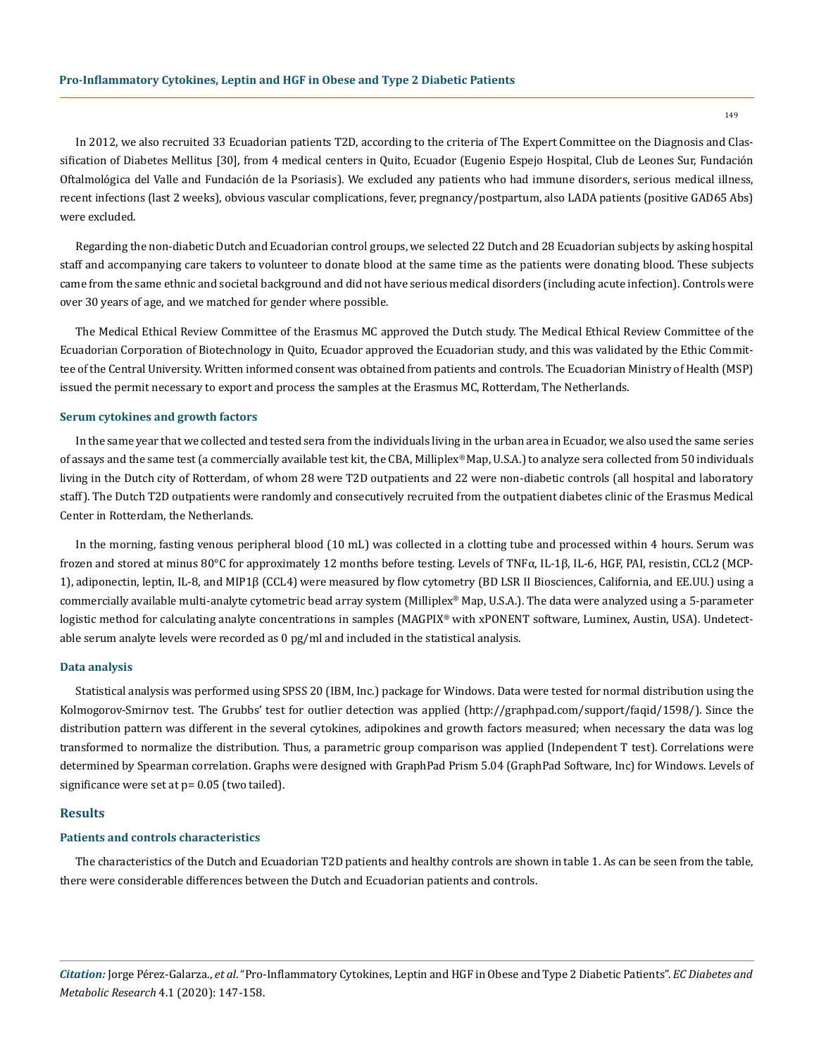In 2012, we also recruited 33 Ecuadorian patients T2D, according to the criteria of The Expert Committee on the Diagnosis and Classification of Diabetes Mellitus [30], from 4 medical centers in Quito, Ecuador (Eugenio Espejo Hospital, Club de Leones Sur, Fundación Oftalmológica del Valle and Fundación de la Psoriasis). We excluded any patients who had immune disorders, serious medical illness, recent infections (last 2 weeks), obvious vascular complications, fever, pregnancy/postpartum, also LADA patients (positive GAD65 Abs) were excluded.

Regarding the non-diabetic Dutch and Ecuadorian control groups, we selected 22 Dutch and 28 Ecuadorian subjects by asking hospital staff and accompanying care takers to volunteer to donate blood at the same time as the patients were donating blood. These subjects came from the same ethnic and societal background and did not have serious medical disorders (including acute infection). Controls were over 30 years of age, and we matched for gender where possible.

The Medical Ethical Review Committee of the Erasmus MC approved the Dutch study. The Medical Ethical Review Committee of the Ecuadorian Corporation of Biotechnology in Quito, Ecuador approved the Ecuadorian study, and this was validated by the Ethic Committee of the Central University. Written informed consent was obtained from patients and controls. The Ecuadorian Ministry of Health (MSP) issued the permit necessary to export and process the samples at the Erasmus MC, Rotterdam, The Netherlands.

### Serum cytokines and growth factors

In the same year that we collected and tested sera from the individuals living in the urban area in Ecuador, we also used the same series of assays and the same test (a commercially available test kit, the CBA, Milliplex® Map, U.S.A.) to analyze sera collected from 50 individuals living in the Dutch city of Rotterdam, of whom 28 were T2D outpatients and 22 were non-diabetic controls (all hospital and laboratory staff). The Dutch T2D outpatients were randomly and consecutively recruited from the outpatient diabetes clinic of the Erasmus Medical Center in Rotterdam, the Netherlands.

In the morning, fasting venous peripheral blood (10 mL) was collected in a clotting tube and processed within 4 hours. Serum was frozen and stored at minus 80°C for approximately 12 months before testing. Levels of TNFα, IL-1β, IL-6, HGF, PAI, resistin, CCL2 (MCP-1), adiponectin, leptin, IL-8, and MIP1β (CCL4) were measured by flow cytometry (BD LSR II Biosciences, California, and EE.UU.) using a commercially available multi-analyte cytometric bead array system (Milliplex® Map, U.S.A.). The data were analyzed using a 5-parameter logistic method for calculating analyte concentrations in samples (MAGPIX® with xPONENT software, Luminex, Austin, USA). Undetectable serum analyte levels were recorded as 0 pg/ml and included in the statistical analysis.

### Data analysis

Statistical analysis was performed using SPSS 20 (IBM, Inc.) package for Windows. Data were tested for normal distribution using the Kolmogorov-Smirnov test. The Grubbs' test for outlier detection was applied (http://graphpad.com/support/faqid/1598/). Since the distribution pattern was different in the several cytokines, adipokines and growth factors measured; when necessary the data was log transformed to normalize the distribution. Thus, a parametric group comparison was applied (Independent T test). Correlations were determined by Spearman correlation. Graphs were designed with GraphPad Prism 5.04 (GraphPad Software, Inc) for Windows. Levels of significance were set at $p = 0.05$ (two tailed).

## Results

### Patients and controls characteristics

The characteristics of the Dutch and Ecuadorian T2D patients and healthy controls are shown in table 1. As can be seen from the table, there were considerable differences between the Dutch and Ecuadorian patients and controls.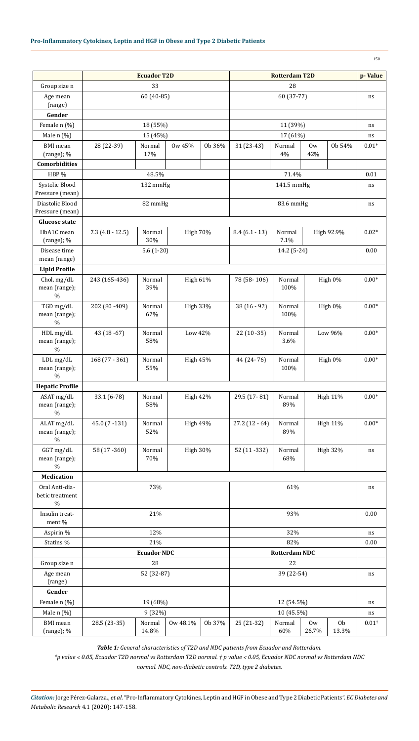| | Ecuador T2D | | | | Rotterdam T2D | | | | p- Value |
|---|---|---|---|---|---|---|---|---|---|
| Group size n | 33 | | | | 28 | | | | |
| Age mean (range) | 60 (40-85) | | | | 60 (37-77) | | | | ns |
| **Gender** | | | | | | | | | |
| Female n (%) | 18 (55%) | | | | 11 (39%) | | | | ns |
| Male n (%) | 15 (45%) | | | | 17 (61%) | | | | ns |
| BMI mean (range); % | 28 (22-39) | Normal 17% | Ow 45% | Ob 36% | 31 (23-43) | Normal 4% | Ow 42% | Ob 54% | 0.01* |
| **Comorbidities** | | | | | | | | | |
| HBP % | 48.5% | | | | 71.4% | | | | 0.01 |
| Systolic Blood Pressure (mean) | 132 mmHg | | | | 141.5 mmHg | | | | ns |
| Diastolic Blood Pressure (mean) | 82 mmHg | | | | 83.6 mmHg | | | | ns |
| **Glucose state** | | | | | | | | | |
| HbA1C mean (range); % | 7.3 (4.8 - 12.5) | Normal 30% | High 70% | | 8.4 (6.1 - 13) | Normal 7.1% | High 92.9% | | 0.02* |
| Disease time mean (range) | 5.6 (1-20) | | | | 14.2 (5-24) | | | | 0.00 |
| **Lipid Profile** | | | | | | | | | |
| Chol. mg/dL mean (range); % | 243 (165-436) | Normal 39% | High 61% | | 78 (58- 106) | Normal 100% | High 0% | | 0.00* |
| TGD mg/dL mean (range); % | 202 (80 -409) | Normal 67% | High 33% | | 38 (16 - 92) | Normal 100% | High 0% | | 0.00* |
| HDL mg/dL mean (range); % | 43 (18 -67) | Normal 58% | Low 42% | | 22 (10 -35) | Normal 3.6% | Low 96% | | 0.00* |
| LDL mg/dL mean (range); % | 168 (77 - 361) | Normal 55% | High 45% | | 44 (24-76) | Normal 100% | High 0% | | 0.00* |
| **Hepatic Profile** | | | | | | | | | |
| ASAT mg/dL mean (range); % | 33.1 (6-78) | Normal 58% | High 42% | | 29.5 (17- 81) | Normal 89% | High 11% | | 0.00* |
| ALAT mg/dL mean (range); % | 45.0 (7 -131) | Normal 52% | High 49% | | 27.2 (12 - 64) | Normal 89% | High 11% | | 0.00* |
| GGT mg/dL mean (range); % | 58 (17 -360) | Normal 70% | High 30% | | 52 (11 -332) | Normal 68% | High 32% | | ns |
| **Medication** | | | | | | | | | |
| Oral Anti-diabetic treatment % | 73% | | | | 61% | | | | ns |
| Insulin treatment % | 21% | | | | 93% | | | | 0.00 |
| Aspirin % | 12% | | | | 32% | | | | ns |
| Statins % | 21% | | | | 82% | | | | 0.00 |
| | **Ecuador NDC** | | | | **Rotterdam NDC** | | | | |
| Group size n | 28 | | | | 22 | | | | |
| Age mean (range) | 52 (32-87) | | | | 39 (22-54) | | | | ns |
| **Gender** | | | | | | | | | |
| Female n (%) | 19 (68%) | | | | 12 (54.5%) | | | | ns |
| Male n (%) | 9 (32%) | | | | 10 (45.5%) | | | | ns |
| BMI mean (range); % | 28.5 (23-35) | Normal 14.8% | Ow 48.1% | Ob 37% | 25 (21-32) | Normal 60% | Ow 26.7% | Ob 13.3% | 0.01† |

***Table 1:*** *General characteristics of T2D and NDC patients from Ecuador and Rotterdam.*

*\*p value < 0.05, Ecuador T2D normal vs Rotterdam T2D normal. † p value < 0.05, Ecuador NDC normal vs Rotterdam NDC normal. NDC, non-diabetic controls. T2D, type 2 diabetes.*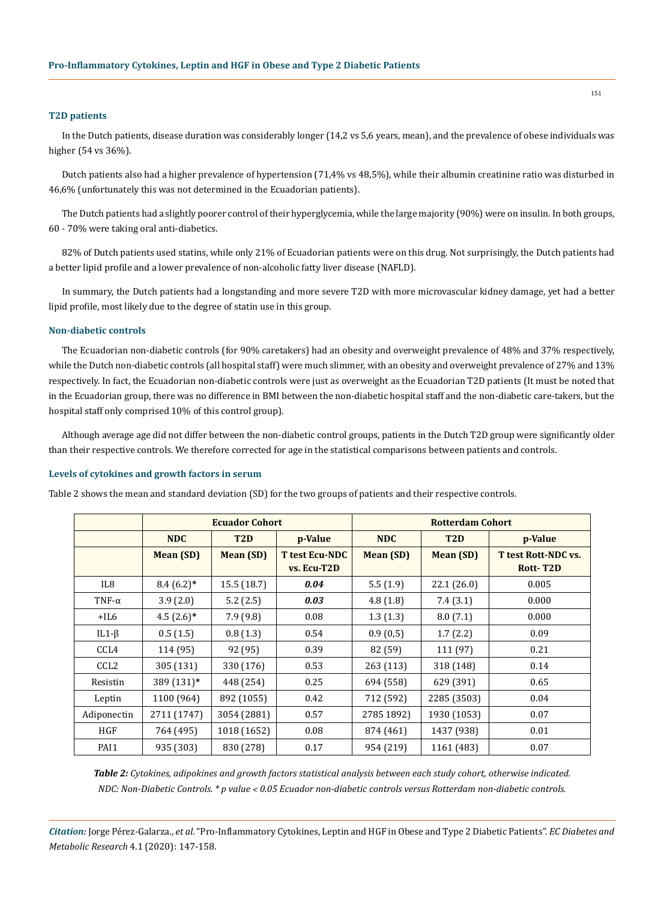### T2D patients

In the Dutch patients, disease duration was considerably longer (14,2 vs 5,6 years, mean), and the prevalence of obese individuals was higher (54 vs 36%).

Dutch patients also had a higher prevalence of hypertension (71,4% vs 48,5%), while their albumin creatinine ratio was disturbed in 46,6% (unfortunately this was not determined in the Ecuadorian patients).

The Dutch patients had a slightly poorer control of their hyperglycemia, while the large majority (90%) were on insulin. In both groups, 60 - 70% were taking oral anti-diabetics.

82% of Dutch patients used statins, while only 21% of Ecuadorian patients were on this drug. Not surprisingly, the Dutch patients had a better lipid profile and a lower prevalence of non-alcoholic fatty liver disease (NAFLD).

In summary, the Dutch patients had a longstanding and more severe T2D with more microvascular kidney damage, yet had a better lipid profile, most likely due to the degree of statin use in this group.

### Non-diabetic controls

The Ecuadorian non-diabetic controls (for 90% caretakers) had an obesity and overweight prevalence of 48% and 37% respectively, while the Dutch non-diabetic controls (all hospital staff) were much slimmer, with an obesity and overweight prevalence of 27% and 13% respectively. In fact, the Ecuadorian non-diabetic controls were just as overweight as the Ecuadorian T2D patients (It must be noted that in the Ecuadorian group, there was no difference in BMI between the non-diabetic hospital staff and the non-diabetic care-takers, but the hospital staff only comprised 10% of this control group).

Although average age did not differ between the non-diabetic control groups, patients in the Dutch T2D group were significantly older than their respective controls. We therefore corrected for age in the statistical comparisons between patients and controls.

### Levels of cytokines and growth factors in serum

Table 2 shows the mean and standard deviation (SD) for the two groups of patients and their respective controls.

| | **Ecuador Cohort** | | | **Rotterdam Cohort** | | |
|---|---|---|---|---|---|---|
| | **NDC** | **T2D** | **p-Value** | **NDC** | **T2D** | **p-Value** |
| | **Mean (SD)** | **Mean (SD)** | **T test Ecu-NDC vs. Ecu-T2D** | **Mean (SD)** | **Mean (SD)** | **T test Rott-NDC vs. Rott- T2D** |
| IL8 | 8.4 (6.2)* | 15.5 (18.7) | ***0.04*** | 5.5 (1.9) | 22.1 (26.0) | 0.005 |
| TNF-α | 3.9 (2.0) | 5.2 (2.5) | ***0.03*** | 4.8 (1.8) | 7.4 (3.1) | 0.000 |
| +IL6 | 4.5 (2.6)* | 7.9 (9.8) | 0.08 | 1.3 (1.3) | 8.0 (7.1) | 0.000 |
| IL1-β | 0.5 (1.5) | 0.8 (1.3) | 0.54 | 0.9 (0,5) | 1.7 (2.2) | 0.09 |
| CCL4 | 114 (95) | 92 (95) | 0.39 | 82 (59) | 111 (97) | 0.21 |
| CCL2 | 305 (131) | 330 (176) | 0.53 | 263 (113) | 318 (148) | 0.14 |
| Resistin | 389 (131)* | 448 (254) | 0.25 | 694 (558) | 629 (391) | 0.65 |
| Leptin | 1100 (964) | 892 (1055) | 0.42 | 712 (592) | 2285 (3503) | 0.04 |
| Adiponectin | 2711 (1747) | 3054 (2881) | 0.57 | 2785 1892) | 1930 (1053) | 0.07 |
| HGF | 764 (495) | 1018 (1652) | 0.08 | 874 (461) | 1437 (938) | 0.01 |
| PAI1 | 935 (303) | 830 (278) | 0.17 | 954 (219) | 1161 (483) | 0.07 |

***Table 2:*** *Cytokines, adipokines and growth factors statistical analysis between each study cohort, otherwise indicated. NDC: Non-Diabetic Controls. * p value < 0.05 Ecuador non-diabetic controls versus Rotterdam non-diabetic controls.*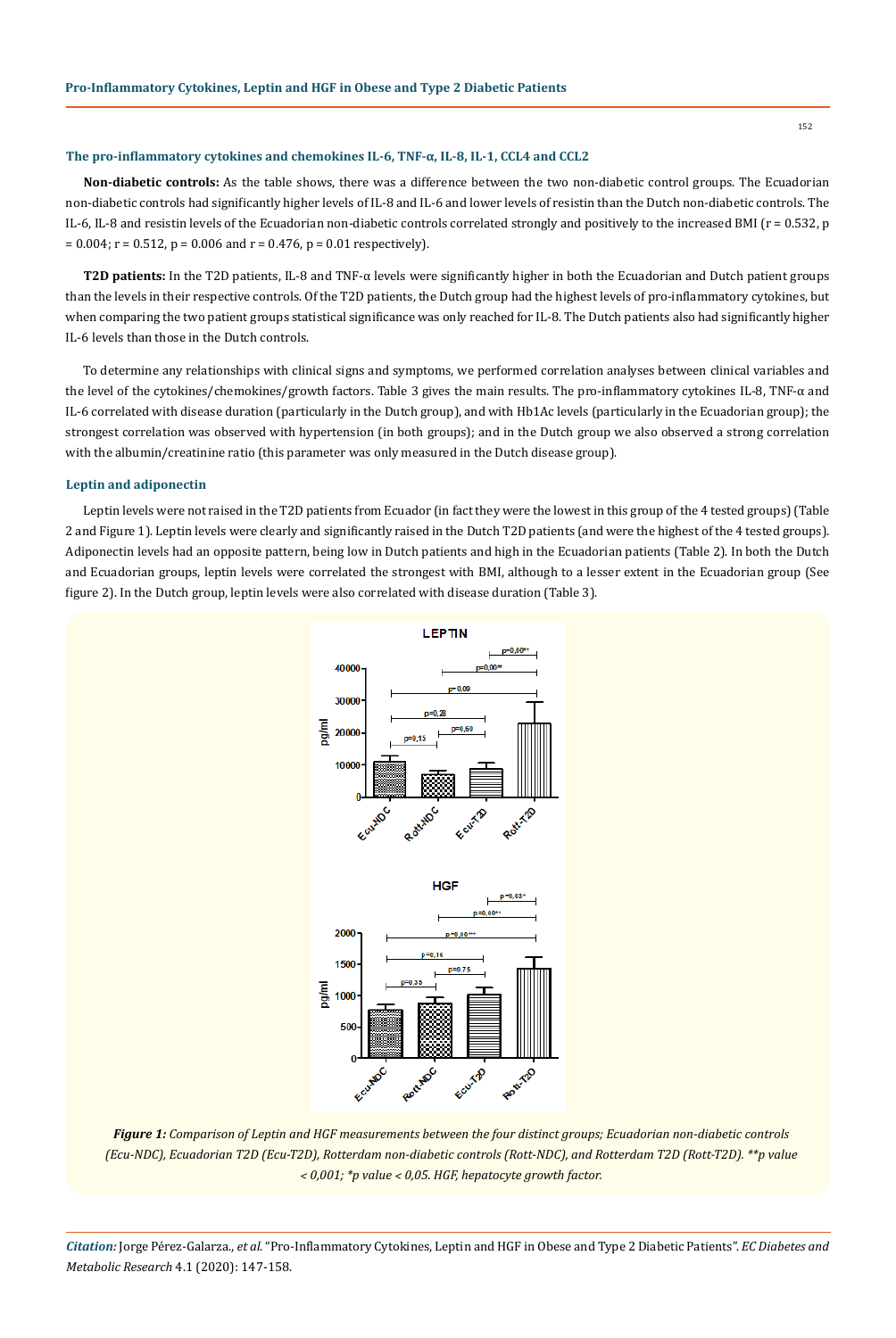### The pro-inflammatory cytokines and chemokines IL-6, TNF-α, IL-8, IL-1, CCL4 and CCL2

**Non-diabetic controls:** As the table shows, there was a difference between the two non-diabetic control groups. The Ecuadorian non-diabetic controls had significantly higher levels of IL-8 and IL-6 and lower levels of resistin than the Dutch non-diabetic controls. The IL-6, IL-8 and resistin levels of the Ecuadorian non-diabetic controls correlated strongly and positively to the increased BMI ($r = 0.532$, $p = 0.004$; $r = 0.512$, $p = 0.006$ and $r = 0.476$, $p = 0.01$ respectively).

**T2D patients:** In the T2D patients, IL-8 and TNF-α levels were significantly higher in both the Ecuadorian and Dutch patient groups than the levels in their respective controls. Of the T2D patients, the Dutch group had the highest levels of pro-inflammatory cytokines, but when comparing the two patient groups statistical significance was only reached for IL-8. The Dutch patients also had significantly higher IL-6 levels than those in the Dutch controls.

To determine any relationships with clinical signs and symptoms, we performed correlation analyses between clinical variables and the level of the cytokines/chemokines/growth factors. Table 3 gives the main results. The pro-inflammatory cytokines IL-8, TNF-α and IL-6 correlated with disease duration (particularly in the Dutch group), and with Hb1Ac levels (particularly in the Ecuadorian group); the strongest correlation was observed with hypertension (in both groups); and in the Dutch group we also observed a strong correlation with the albumin/creatinine ratio (this parameter was only measured in the Dutch disease group).

### Leptin and adiponectin

Leptin levels were not raised in the T2D patients from Ecuador (in fact they were the lowest in this group of the 4 tested groups) (Table 2 and Figure 1). Leptin levels were clearly and significantly raised in the Dutch T2D patients (and were the highest of the 4 tested groups). Adiponectin levels had an opposite pattern, being low in Dutch patients and high in the Ecuadorian patients (Table 2). In both the Dutch and Ecuadorian groups, leptin levels were correlated the strongest with BMI, although to a lesser extent in the Ecuadorian group (See figure 2). In the Dutch group, leptin levels were also correlated with disease duration (Table 3).

***Figure 1:*** *Comparison of Leptin and HGF measurements between the four distinct groups; Ecuadorian non-diabetic controls (Ecu-NDC), Ecuadorian T2D (Ecu-T2D), Rotterdam non-diabetic controls (Rott-NDC), and Rotterdam T2D (Rott-T2D). **p value < 0,001; *p value < 0,05. HGF, hepatocyte growth factor.*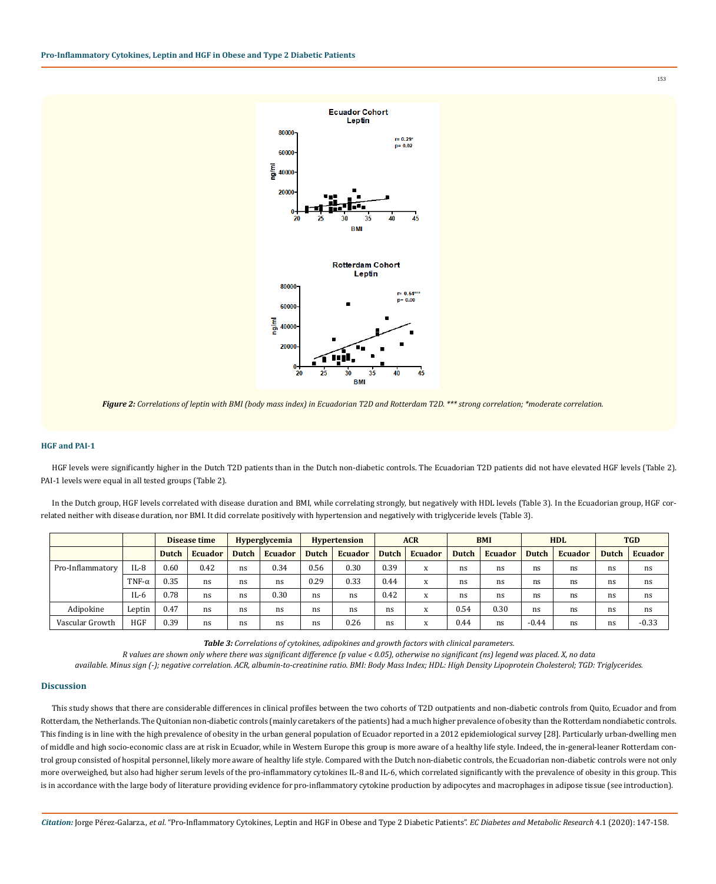*Figure 2: Correlations of leptin with BMI (body mass index) in Ecuadorian T2D and Rotterdam T2D. *** strong correlation; *moderate correlation.*

### HGF and PAI-1

HGF levels were significantly higher in the Dutch T2D patients than in the Dutch non-diabetic controls. The Ecuadorian T2D patients did not have elevated HGF levels (Table 2). PAI-1 levels were equal in all tested groups (Table 2).

In the Dutch group, HGF levels correlated with disease duration and BMI, while correlating strongly, but negatively with HDL levels (Table 3). In the Ecuadorian group, HGF correlated neither with disease duration, nor BMI. It did correlate positively with hypertension and negatively with triglyceride levels (Table 3).

| | | Disease time | | Hyperglycemia | | Hypertension | | ACR | | BMI | | HDL | | TGD | |
|---|---|---|---|---|---|---|---|---|---|---|---|---|---|---|---|
| | | Dutch | Ecuador | Dutch | Ecuador | Dutch | Ecuador | Dutch | Ecuador | Dutch | Ecuador | Dutch | Ecuador | Dutch | Ecuador |
| Pro-Inflammatory | IL-8 | 0.60 | 0.42 | ns | 0.34 | 0.56 | 0.30 | 0.39 | x | ns | ns | ns | ns | ns | ns |
| | TNF-α | 0.35 | ns | ns | ns | 0.29 | 0.33 | 0.44 | x | ns | ns | ns | ns | ns | ns |
| | IL-6 | 0.78 | ns | ns | 0.30 | ns | ns | 0.42 | x | ns | ns | ns | ns | ns | ns |
| Adipokine | Leptin | 0.47 | ns | ns | ns | ns | ns | ns | x | 0.54 | 0.30 | ns | ns | ns | ns |
| Vascular Growth | HGF | 0.39 | ns | ns | ns | ns | 0.26 | ns | x | 0.44 | ns | -0.44 | ns | ns | -0.33 |

***Table 3:*** *Correlations of cytokines, adipokines and growth factors with clinical parameters.*
*R values are shown only where there was significant difference (p value < 0.05), otherwise no significant (ns) legend was placed. X, no data available. Minus sign (-); negative correlation. ACR, albumin-to-creatinine ratio. BMI: Body Mass Index; HDL: High Density Lipoprotein Cholesterol; TGD: Triglycerides.*

## Discussion

This study shows that there are considerable differences in clinical profiles between the two cohorts of T2D outpatients and non-diabetic controls from Quito, Ecuador and from Rotterdam, the Netherlands. The Quitonian non-diabetic controls (mainly caretakers of the patients) had a much higher prevalence of obesity than the Rotterdam nondiabetic controls. This finding is in line with the high prevalence of obesity in the urban general population of Ecuador reported in a 2012 epidemiological survey [28]. Particularly urban-dwelling men of middle and high socio-economic class are at risk in Ecuador, while in Western Europe this group is more aware of a healthy life style. Indeed, the in-general-leaner Rotterdam control group consisted of hospital personnel, likely more aware of healthy life style. Compared with the Dutch non-diabetic controls, the Ecuadorian non-diabetic controls were not only more overweighed, but also had higher serum levels of the pro-inflammatory cytokines IL-8 and IL-6, which correlated significantly with the prevalence of obesity in this group. This is in accordance with the large body of literature providing evidence for pro-inflammatory cytokine production by adipocytes and macrophages in adipose tissue (see introduction).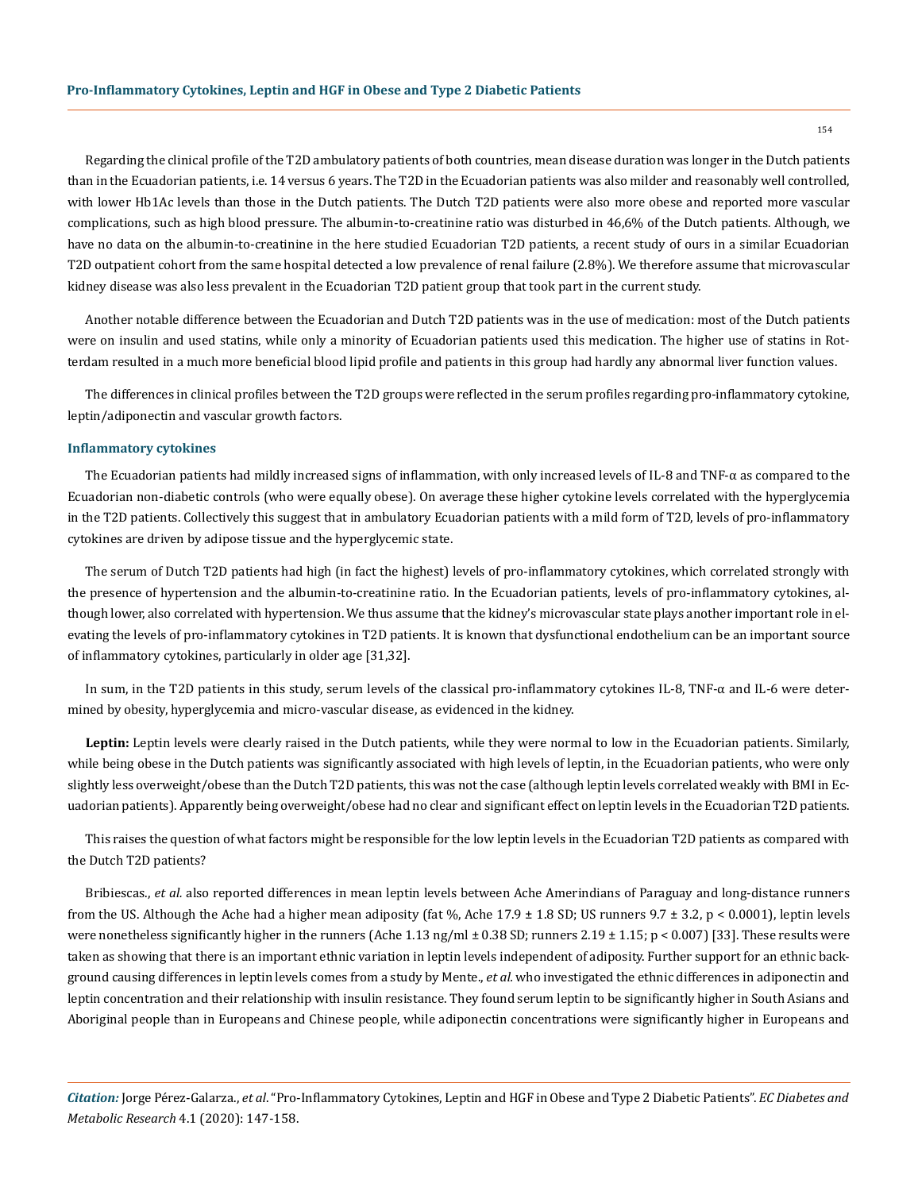Regarding the clinical profile of the T2D ambulatory patients of both countries, mean disease duration was longer in the Dutch patients than in the Ecuadorian patients, i.e. 14 versus 6 years. The T2D in the Ecuadorian patients was also milder and reasonably well controlled, with lower Hb1Ac levels than those in the Dutch patients. The Dutch T2D patients were also more obese and reported more vascular complications, such as high blood pressure. The albumin-to-creatinine ratio was disturbed in 46,6% of the Dutch patients. Although, we have no data on the albumin-to-creatinine in the here studied Ecuadorian T2D patients, a recent study of ours in a similar Ecuadorian T2D outpatient cohort from the same hospital detected a low prevalence of renal failure (2.8%). We therefore assume that microvascular kidney disease was also less prevalent in the Ecuadorian T2D patient group that took part in the current study.

Another notable difference between the Ecuadorian and Dutch T2D patients was in the use of medication: most of the Dutch patients were on insulin and used statins, while only a minority of Ecuadorian patients used this medication. The higher use of statins in Rotterdam resulted in a much more beneficial blood lipid profile and patients in this group had hardly any abnormal liver function values.

The differences in clinical profiles between the T2D groups were reflected in the serum profiles regarding pro-inflammatory cytokine, leptin/adiponectin and vascular growth factors.

### Inflammatory cytokines

The Ecuadorian patients had mildly increased signs of inflammation, with only increased levels of IL-8 and TNF-α as compared to the Ecuadorian non-diabetic controls (who were equally obese). On average these higher cytokine levels correlated with the hyperglycemia in the T2D patients. Collectively this suggest that in ambulatory Ecuadorian patients with a mild form of T2D, levels of pro-inflammatory cytokines are driven by adipose tissue and the hyperglycemic state.

The serum of Dutch T2D patients had high (in fact the highest) levels of pro-inflammatory cytokines, which correlated strongly with the presence of hypertension and the albumin-to-creatinine ratio. In the Ecuadorian patients, levels of pro-inflammatory cytokines, although lower, also correlated with hypertension. We thus assume that the kidney's microvascular state plays another important role in elevating the levels of pro-inflammatory cytokines in T2D patients. It is known that dysfunctional endothelium can be an important source of inflammatory cytokines, particularly in older age [31,32].

In sum, in the T2D patients in this study, serum levels of the classical pro-inflammatory cytokines IL-8, TNF-α and IL-6 were determined by obesity, hyperglycemia and micro-vascular disease, as evidenced in the kidney.

**Leptin:** Leptin levels were clearly raised in the Dutch patients, while they were normal to low in the Ecuadorian patients. Similarly, while being obese in the Dutch patients was significantly associated with high levels of leptin, in the Ecuadorian patients, who were only slightly less overweight/obese than the Dutch T2D patients, this was not the case (although leptin levels correlated weakly with BMI in Ecuadorian patients). Apparently being overweight/obese had no clear and significant effect on leptin levels in the Ecuadorian T2D patients.

This raises the question of what factors might be responsible for the low leptin levels in the Ecuadorian T2D patients as compared with the Dutch T2D patients?

Bribiescas., *et al.* also reported differences in mean leptin levels between Ache Amerindians of Paraguay and long-distance runners from the US. Although the Ache had a higher mean adiposity (fat %, Ache 17.9 ± 1.8 SD; US runners 9.7 ± 3.2, $p < 0.0001$), leptin levels were nonetheless significantly higher in the runners (Ache 1.13 ng/ml ± 0.38 SD; runners 2.19 ± 1.15; $p < 0.007$) [33]. These results were taken as showing that there is an important ethnic variation in leptin levels independent of adiposity. Further support for an ethnic background causing differences in leptin levels comes from a study by Mente., *et al.* who investigated the ethnic differences in adiponectin and leptin concentration and their relationship with insulin resistance. They found serum leptin to be significantly higher in South Asians and Aboriginal people than in Europeans and Chinese people, while adiponectin concentrations were significantly higher in Europeans and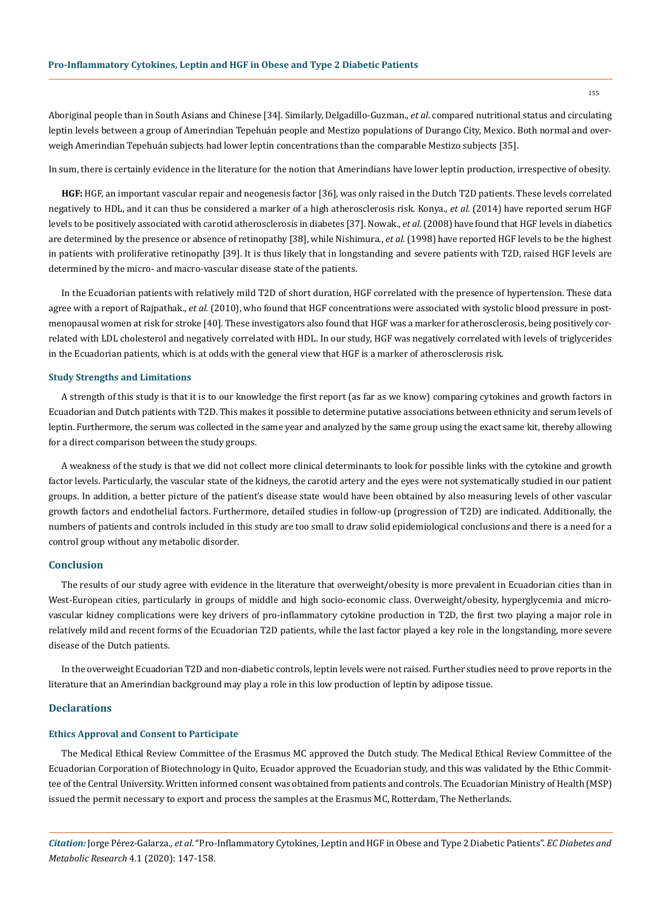Aboriginal people than in South Asians and Chinese [34]. Similarly, Delgadillo-Guzman., *et al*. compared nutritional status and circulating leptin levels between a group of Amerindian Tepehuán people and Mestizo populations of Durango City, Mexico. Both normal and overweigh Amerindian Tepehuán subjects had lower leptin concentrations than the comparable Mestizo subjects [35].

In sum, there is certainly evidence in the literature for the notion that Amerindians have lower leptin production, irrespective of obesity.

**HGF:** HGF, an important vascular repair and neogenesis factor [36], was only raised in the Dutch T2D patients. These levels correlated negatively to HDL, and it can thus be considered a marker of a high atherosclerosis risk. Konya., *et al.* (2014) have reported serum HGF levels to be positively associated with carotid atherosclerosis in diabetes [37]. Nowak., *et al.* (2008) have found that HGF levels in diabetics are determined by the presence or absence of retinopathy [38], while Nishimura., *et al.* (1998) have reported HGF levels to be the highest in patients with proliferative retinopathy [39]. It is thus likely that in longstanding and severe patients with T2D, raised HGF levels are determined by the micro- and macro-vascular disease state of the patients.

In the Ecuadorian patients with relatively mild T2D of short duration, HGF correlated with the presence of hypertension. These data agree with a report of Rajpathak., *et al.* (2010), who found that HGF concentrations were associated with systolic blood pressure in postmenopausal women at risk for stroke [40]. These investigators also found that HGF was a marker for atherosclerosis, being positively correlated with LDL cholesterol and negatively correlated with HDL. In our study, HGF was negatively correlated with levels of triglycerides in the Ecuadorian patients, which is at odds with the general view that HGF is a marker of atherosclerosis risk.

### Study Strengths and Limitations

A strength of this study is that it is to our knowledge the first report (as far as we know) comparing cytokines and growth factors in Ecuadorian and Dutch patients with T2D. This makes it possible to determine putative associations between ethnicity and serum levels of leptin. Furthermore, the serum was collected in the same year and analyzed by the same group using the exact same kit, thereby allowing for a direct comparison between the study groups.

A weakness of the study is that we did not collect more clinical determinants to look for possible links with the cytokine and growth factor levels. Particularly, the vascular state of the kidneys, the carotid artery and the eyes were not systematically studied in our patient groups. In addition, a better picture of the patient's disease state would have been obtained by also measuring levels of other vascular growth factors and endothelial factors. Furthermore, detailed studies in follow-up (progression of T2D) are indicated. Additionally, the numbers of patients and controls included in this study are too small to draw solid epidemiological conclusions and there is a need for a control group without any metabolic disorder.

## Conclusion

The results of our study agree with evidence in the literature that overweight/obesity is more prevalent in Ecuadorian cities than in West-European cities, particularly in groups of middle and high socio-economic class. Overweight/obesity, hyperglycemia and microvascular kidney complications were key drivers of pro-inflammatory cytokine production in T2D, the first two playing a major role in relatively mild and recent forms of the Ecuadorian T2D patients, while the last factor played a key role in the longstanding, more severe disease of the Dutch patients.

In the overweight Ecuadorian T2D and non-diabetic controls, leptin levels were not raised. Further studies need to prove reports in the literature that an Amerindian background may play a role in this low production of leptin by adipose tissue.

## Declarations

### Ethics Approval and Consent to Participate

The Medical Ethical Review Committee of the Erasmus MC approved the Dutch study. The Medical Ethical Review Committee of the Ecuadorian Corporation of Biotechnology in Quito, Ecuador approved the Ecuadorian study, and this was validated by the Ethic Committee of the Central University. Written informed consent was obtained from patients and controls. The Ecuadorian Ministry of Health (MSP) issued the permit necessary to export and process the samples at the Erasmus MC, Rotterdam, The Netherlands.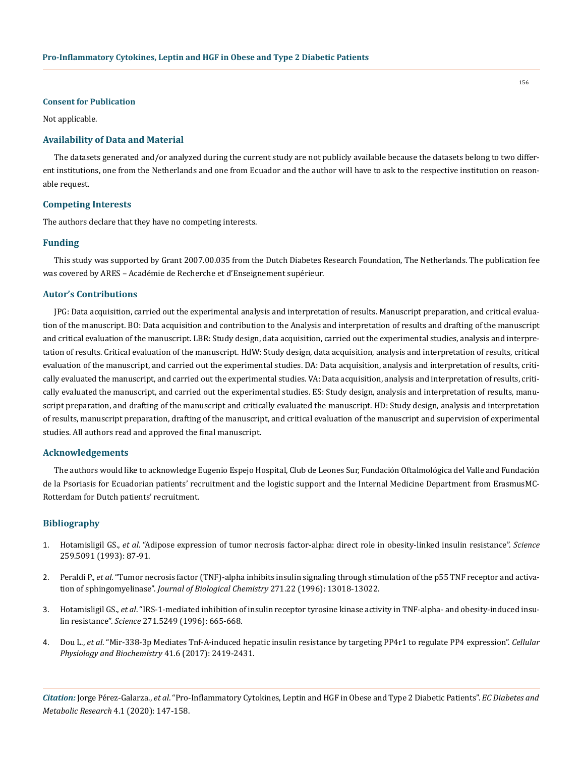### Consent for Publication

Not applicable.

## Availability of Data and Material

The datasets generated and/or analyzed during the current study are not publicly available because the datasets belong to two different institutions, one from the Netherlands and one from Ecuador and the author will have to ask to the respective institution on reasonable request.

## Competing Interests

The authors declare that they have no competing interests.

## Funding

This study was supported by Grant 2007.00.035 from the Dutch Diabetes Research Foundation, The Netherlands. The publication fee was covered by ARES – Académie de Recherche et d'Enseignement supérieur.

## Autor's Contributions

JPG: Data acquisition, carried out the experimental analysis and interpretation of results. Manuscript preparation, and critical evaluation of the manuscript. BO: Data acquisition and contribution to the Analysis and interpretation of results and drafting of the manuscript and critical evaluation of the manuscript. LBR: Study design, data acquisition, carried out the experimental studies, analysis and interpretation of results. Critical evaluation of the manuscript. HdW: Study design, data acquisition, analysis and interpretation of results, critical evaluation of the manuscript, and carried out the experimental studies. DA: Data acquisition, analysis and interpretation of results, critically evaluated the manuscript, and carried out the experimental studies. VA: Data acquisition, analysis and interpretation of results, critically evaluated the manuscript, and carried out the experimental studies. ES: Study design, analysis and interpretation of results, manuscript preparation, and drafting of the manuscript and critically evaluated the manuscript. HD: Study design, analysis and interpretation of results, manuscript preparation, drafting of the manuscript, and critical evaluation of the manuscript and supervision of experimental studies. All authors read and approved the final manuscript.

## Acknowledgements

The authors would like to acknowledge Eugenio Espejo Hospital, Club de Leones Sur, Fundación Oftalmológica del Valle and Fundación de la Psoriasis for Ecuadorian patients' recruitment and the logistic support and the Internal Medicine Department from ErasmusMC-Rotterdam for Dutch patients' recruitment.

## Bibliography

1. Hotamisligil GS., *et al*. "Adipose expression of tumor necrosis factor-alpha: direct role in obesity-linked insulin resistance". *Science* 259.5091 (1993): 87-91.

2. Peraldi P., *et al*. "Tumor necrosis factor (TNF)-alpha inhibits insulin signaling through stimulation of the p55 TNF receptor and activation of sphingomyelinase". *Journal of Biological Chemistry* 271.22 (1996): 13018-13022.

3. Hotamisligil GS., *et al*. "IRS-1-mediated inhibition of insulin receptor tyrosine kinase activity in TNF-alpha- and obesity-induced insulin resistance". *Science* 271.5249 (1996): 665-668.

4. Dou L., *et al*. "Mir-338-3p Mediates Tnf-A-induced hepatic insulin resistance by targeting PP4r1 to regulate PP4 expression". *Cellular Physiology and Biochemistry* 41.6 (2017): 2419-2431.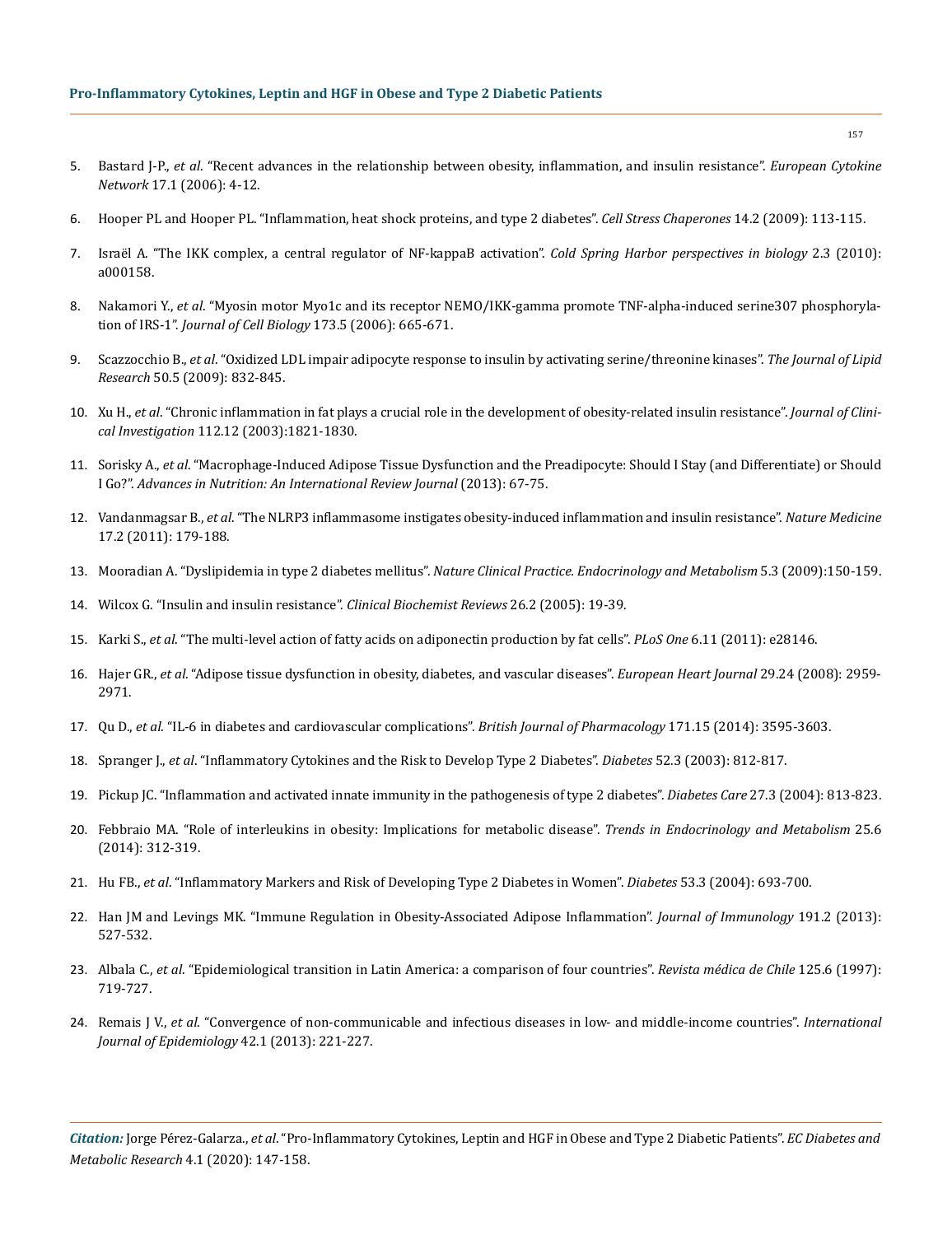5. Bastard J-P., *et al*. "Recent advances in the relationship between obesity, inflammation, and insulin resistance". *European Cytokine Network* 17.1 (2006): 4-12.

6. Hooper PL and Hooper PL. "Inflammation, heat shock proteins, and type 2 diabetes". *Cell Stress Chaperones* 14.2 (2009): 113-115.

7. Israël A. "The IKK complex, a central regulator of NF-kappaB activation". *Cold Spring Harbor perspectives in biology* 2.3 (2010): a000158.

8. Nakamori Y., *et al*. "Myosin motor Myo1c and its receptor NEMO/IKK-gamma promote TNF-alpha-induced serine307 phosphorylation of IRS-1". *Journal of Cell Biology* 173.5 (2006): 665-671.

9. Scazzocchio B., *et al*. "Oxidized LDL impair adipocyte response to insulin by activating serine/threonine kinases". *The Journal of Lipid Research* 50.5 (2009): 832-845.

10. Xu H., *et al*. "Chronic inflammation in fat plays a crucial role in the development of obesity-related insulin resistance". *Journal of Clinical Investigation* 112.12 (2003):1821-1830.

11. Sorisky A., *et al*. "Macrophage-Induced Adipose Tissue Dysfunction and the Preadipocyte: Should I Stay (and Differentiate) or Should I Go?". *Advances in Nutrition: An International Review Journal* (2013): 67-75.

12. Vandanmagsar B., *et al*. "The NLRP3 inflammasome instigates obesity-induced inflammation and insulin resistance". *Nature Medicine* 17.2 (2011): 179-188.

13. Mooradian A. "Dyslipidemia in type 2 diabetes mellitus". *Nature Clinical Practice. Endocrinology and Metabolism* 5.3 (2009):150-159.

14. Wilcox G. "Insulin and insulin resistance". *Clinical Biochemist Reviews* 26.2 (2005): 19-39.

15. Karki S., *et al*. "The multi-level action of fatty acids on adiponectin production by fat cells". *PLoS One* 6.11 (2011): e28146.

16. Hajer GR., *et al*. "Adipose tissue dysfunction in obesity, diabetes, and vascular diseases". *European Heart Journal* 29.24 (2008): 2959-2971.

17. Qu D., *et al*. "IL-6 in diabetes and cardiovascular complications". *British Journal of Pharmacology* 171.15 (2014): 3595-3603.

18. Spranger J., *et al*. "Inflammatory Cytokines and the Risk to Develop Type 2 Diabetes". *Diabetes* 52.3 (2003): 812-817.

19. Pickup JC. "Inflammation and activated innate immunity in the pathogenesis of type 2 diabetes". *Diabetes Care* 27.3 (2004): 813-823.

20. Febbraio MA. "Role of interleukins in obesity: Implications for metabolic disease". *Trends in Endocrinology and Metabolism* 25.6 (2014): 312-319.

21. Hu FB., *et al*. "Inflammatory Markers and Risk of Developing Type 2 Diabetes in Women". *Diabetes* 53.3 (2004): 693-700.

22. Han JM and Levings MK. "Immune Regulation in Obesity-Associated Adipose Inflammation". *Journal of Immunology* 191.2 (2013): 527-532.

23. Albala C., *et al*. "Epidemiological transition in Latin America: a comparison of four countries". *Revista médica de Chile* 125.6 (1997): 719-727.

24. Remais J V., *et al*. "Convergence of non-communicable and infectious diseases in low- and middle-income countries". *International Journal of Epidemiology* 42.1 (2013): 221-227.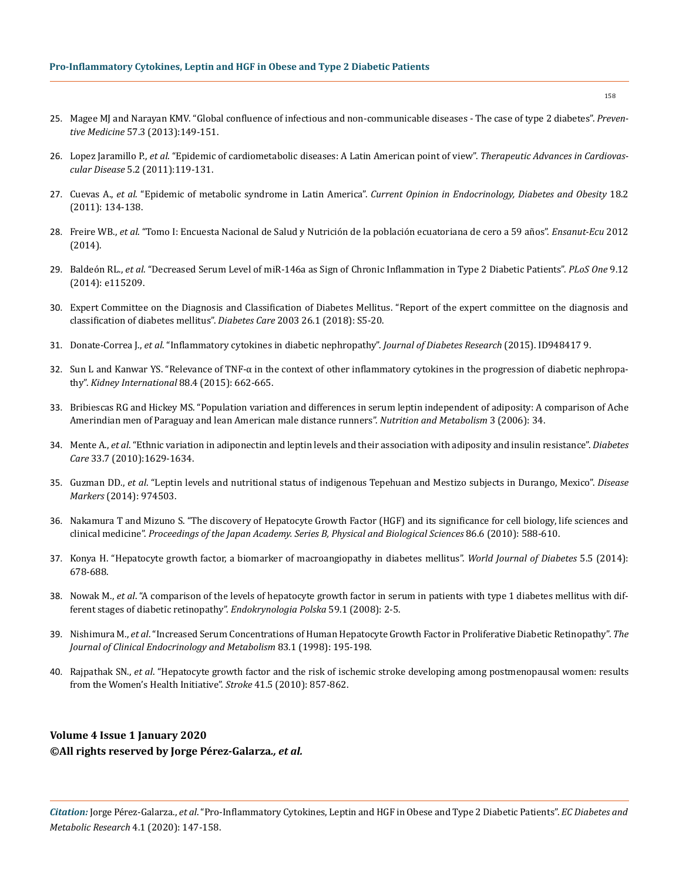25. Magee MJ and Narayan KMV. "Global confluence of infectious and non-communicable diseases - The case of type 2 diabetes". *Preventive Medicine* 57.3 (2013):149-151.

26. Lopez Jaramillo P., *et al*. "Epidemic of cardiometabolic diseases: A Latin American point of view". *Therapeutic Advances in Cardiovascular Disease* 5.2 (2011):119-131.

27. Cuevas A., *et al*. "Epidemic of metabolic syndrome in Latin America". *Current Opinion in Endocrinology, Diabetes and Obesity* 18.2 (2011): 134-138.

28. Freire WB., *et al*. "Tomo I: Encuesta Nacional de Salud y Nutrición de la población ecuatoriana de cero a 59 años". *Ensanut-Ecu* 2012 (2014).

29. Baldeón RL., *et al*. "Decreased Serum Level of miR-146a as Sign of Chronic Inflammation in Type 2 Diabetic Patients". *PLoS One* 9.12 (2014): e115209.

30. Expert Committee on the Diagnosis and Classification of Diabetes Mellitus. "Report of the expert committee on the diagnosis and classification of diabetes mellitus". *Diabetes Care* 2003 26.1 (2018): S5-20.

31. Donate-Correa J., *et al*. "Inflammatory cytokines in diabetic nephropathy". *Journal of Diabetes Research* (2015). ID948417 9.

32. Sun L and Kanwar YS. "Relevance of TNF-α in the context of other inflammatory cytokines in the progression of diabetic nephropathy". *Kidney International* 88.4 (2015): 662-665.

33. Bribiescas RG and Hickey MS. "Population variation and differences in serum leptin independent of adiposity: A comparison of Ache Amerindian men of Paraguay and lean American male distance runners". *Nutrition and Metabolism* 3 (2006): 34.

34. Mente A., *et al*. "Ethnic variation in adiponectin and leptin levels and their association with adiposity and insulin resistance". *Diabetes Care* 33.7 (2010):1629-1634.

35. Guzman DD., *et al*. "Leptin levels and nutritional status of indigenous Tepehuan and Mestizo subjects in Durango, Mexico". *Disease Markers* (2014): 974503.

36. Nakamura T and Mizuno S. "The discovery of Hepatocyte Growth Factor (HGF) and its significance for cell biology, life sciences and clinical medicine". *Proceedings of the Japan Academy. Series B, Physical and Biological Sciences* 86.6 (2010): 588-610.

37. Konya H. "Hepatocyte growth factor, a biomarker of macroangiopathy in diabetes mellitus". *World Journal of Diabetes* 5.5 (2014): 678-688.

38. Nowak M., *et al*. "A comparison of the levels of hepatocyte growth factor in serum in patients with type 1 diabetes mellitus with different stages of diabetic retinopathy". *Endokrynologia Polska* 59.1 (2008): 2-5.

39. Nishimura M., *et al*. "Increased Serum Concentrations of Human Hepatocyte Growth Factor in Proliferative Diabetic Retinopathy". *The Journal of Clinical Endocrinology and Metabolism* 83.1 (1998): 195-198.

40. Rajpathak SN., *et al*. "Hepatocyte growth factor and the risk of ischemic stroke developing among postmenopausal women: results from the Women's Health Initiative". *Stroke* 41.5 (2010): 857-862.

**Volume 4 Issue 1 January 2020**
**©All rights reserved by Jorge Pérez-Galarza*., et al.***